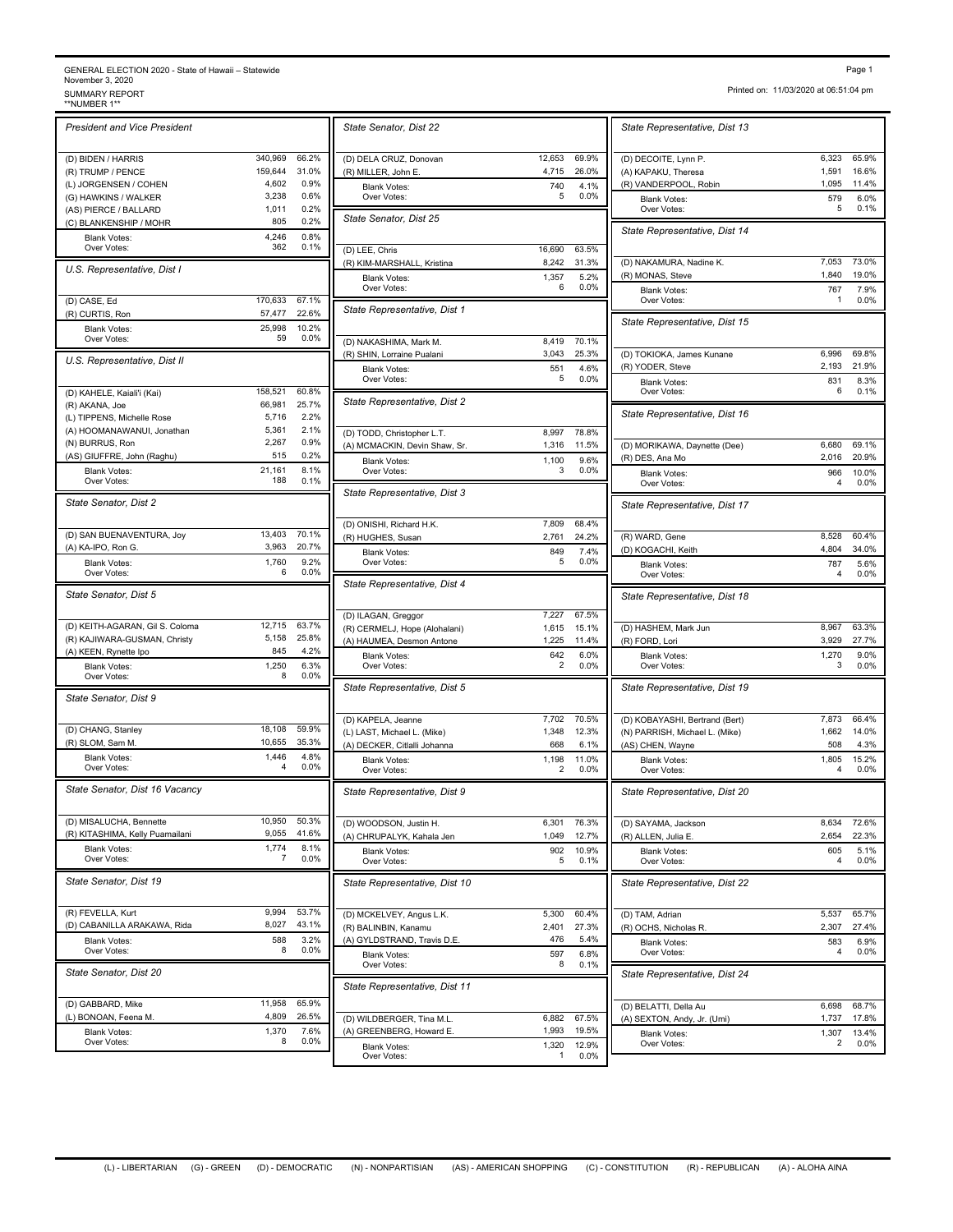GENERAL ELECTION 2020 - State of Hawaii – Statewide
November 3, 2020
SUMMARY REPORT
**NUMBER 1**

Printed on: 11/03/2020 at 06:51:04 pm

### President and Vice President

| Candidate | Votes | % |
|---|---|---|
| (D) BIDEN / HARRIS | 340,969 | 66.2% |
| (R) TRUMP / PENCE | 159,644 | 31.0% |
| (L) JORGENSEN / COHEN | 4,602 | 0.9% |
| (G) HAWKINS / WALKER | 3,238 | 0.6% |
| (AS) PIERCE / BALLARD | 1,011 | 0.2% |
| (C) BLANKENSHIP / MOHR | 805 | 0.2% |
| Blank Votes: | 4,246 | 0.8% |
| Over Votes: | 362 | 0.1% |

### U.S. Representative, Dist I

| Candidate | Votes | % |
|---|---|---|
| (D) CASE, Ed | 170,633 | 67.1% |
| (R) CURTIS, Ron | 57,477 | 22.6% |
| Blank Votes: | 25,998 | 10.2% |
| Over Votes: | 59 | 0.0% |

### U.S. Representative, Dist II

| Candidate | Votes | % |
|---|---|---|
| (D) KAHELE, Kaiali'i (Kai) | 158,521 | 60.8% |
| (R) AKANA, Joe | 66,981 | 25.7% |
| (L) TIPPENS, Michelle Rose | 5,716 | 2.2% |
| (A) HOOMANAWANUI, Jonathan | 5,361 | 2.1% |
| (N) BURRUS, Ron | 2,267 | 0.9% |
| (AS) GIUFFRE, John (Raghu) | 515 | 0.2% |
| Blank Votes: | 21,161 | 8.1% |
| Over Votes: | 188 | 0.1% |

### State Senator, Dist 2

| Candidate | Votes | % |
|---|---|---|
| (D) SAN BUENAVENTURA, Joy | 13,403 | 70.1% |
| (A) KA-IPO, Ron G. | 3,963 | 20.7% |
| Blank Votes: | 1,760 | 9.2% |
| Over Votes: | 6 | 0.0% |

### State Senator, Dist 5

| Candidate | Votes | % |
|---|---|---|
| (D) KEITH-AGARAN, Gil S. Coloma | 12,715 | 63.7% |
| (R) KAJIWARA-GUSMAN, Christy | 5,158 | 25.8% |
| (A) KEEN, Rynette Ipo | 845 | 4.2% |
| Blank Votes: | 1,250 | 6.3% |
| Over Votes: | 8 | 0.0% |

### State Senator, Dist 9

| Candidate | Votes | % |
|---|---|---|
| (D) CHANG, Stanley | 18,108 | 59.9% |
| (R) SLOM, Sam M. | 10,655 | 35.3% |
| Blank Votes: | 1,446 | 4.8% |
| Over Votes: | 4 | 0.0% |

### State Senator, Dist 16 Vacancy

| Candidate | Votes | % |
|---|---|---|
| (D) MISALUCHA, Bennette | 10,950 | 50.3% |
| (R) KITASHIMA, Kelly Puamailani | 9,055 | 41.6% |
| Blank Votes: | 1,774 | 8.1% |
| Over Votes: | 7 | 0.0% |

### State Senator, Dist 19

| Candidate | Votes | % |
|---|---|---|
| (R) FEVELLA, Kurt | 9,994 | 53.7% |
| (D) CABANILLA ARAKAWA, Rida | 8,027 | 43.1% |
| Blank Votes: | 588 | 3.2% |
| Over Votes: | 8 | 0.0% |

### State Senator, Dist 20

| Candidate | Votes | % |
|---|---|---|
| (D) GABBARD, Mike | 11,958 | 65.9% |
| (L) BONOAN, Feena M. | 4,809 | 26.5% |
| Blank Votes: | 1,370 | 7.6% |
| Over Votes: | 8 | 0.0% |

### State Senator, Dist 22

| Candidate | Votes | % |
|---|---|---|
| (D) DELA CRUZ, Donovan | 12,653 | 69.9% |
| (R) MILLER, John E. | 4,715 | 26.0% |
| Blank Votes: | 740 | 4.1% |
| Over Votes: | 5 | 0.0% |

### State Senator, Dist 25

| Candidate | Votes | % |
|---|---|---|
| (D) LEE, Chris | 16,690 | 63.5% |
| (R) KIM-MARSHALL, Kristina | 8,242 | 31.3% |
| Blank Votes: | 1,357 | 5.2% |
| Over Votes: | 6 | 0.0% |

### State Representative, Dist 1

| Candidate | Votes | % |
|---|---|---|
| (D) NAKASHIMA, Mark M. | 8,419 | 70.1% |
| (R) SHIN, Lorraine Pualani | 3,043 | 25.3% |
| Blank Votes: | 551 | 4.6% |
| Over Votes: | 5 | 0.0% |

### State Representative, Dist 2

| Candidate | Votes | % |
|---|---|---|
| (D) TODD, Christopher L.T. | 8,997 | 78.8% |
| (A) MCMACKIN, Devin Shaw, Sr. | 1,316 | 11.5% |
| Blank Votes: | 1,100 | 9.6% |
| Over Votes: | 3 | 0.0% |

### State Representative, Dist 3

| Candidate | Votes | % |
|---|---|---|
| (D) ONISHI, Richard H.K. | 7,809 | 68.4% |
| (R) HUGHES, Susan | 2,761 | 24.2% |
| Blank Votes: | 849 | 7.4% |
| Over Votes: | 5 | 0.0% |

### State Representative, Dist 4

| Candidate | Votes | % |
|---|---|---|
| (D) ILAGAN, Greggor | 7,227 | 67.5% |
| (R) CERMELJ, Hope (Alohalani) | 1,615 | 15.1% |
| (A) HAUMEA, Desmon Antone | 1,225 | 11.4% |
| Blank Votes: | 642 | 6.0% |
| Over Votes: | 2 | 0.0% |

### State Representative, Dist 5

| Candidate | Votes | % |
|---|---|---|
| (D) KAPELA, Jeanne | 7,702 | 70.5% |
| (L) LAST, Michael L. (Mike) | 1,348 | 12.3% |
| (A) DECKER, Citlalli Johanna | 668 | 6.1% |
| Blank Votes: | 1,198 | 11.0% |
| Over Votes: | 2 | 0.0% |

### State Representative, Dist 9

| Candidate | Votes | % |
|---|---|---|
| (D) WOODSON, Justin H. | 6,301 | 76.3% |
| (A) CHRUPALYK, Kahala Jen | 1,049 | 12.7% |
| Blank Votes: | 902 | 10.9% |
| Over Votes: | 5 | 0.1% |

### State Representative, Dist 10

| Candidate | Votes | % |
|---|---|---|
| (D) MCKELVEY, Angus L.K. | 5,300 | 60.4% |
| (R) BALINBIN, Kanamu | 2,401 | 27.3% |
| (A) GYLDSTRAND, Travis D.E. | 476 | 5.4% |
| Blank Votes: | 597 | 6.8% |
| Over Votes: | 8 | 0.1% |

### State Representative, Dist 11

| Candidate | Votes | % |
|---|---|---|
| (D) WILDBERGER, Tina M.L. | 6,882 | 67.5% |
| (A) GREENBERG, Howard E. | 1,993 | 19.5% |
| Blank Votes: | 1,320 | 12.9% |
| Over Votes: | 1 | 0.0% |

### State Representative, Dist 13

| Candidate | Votes | % |
|---|---|---|
| (D) DECOITE, Lynn P. | 6,323 | 65.9% |
| (A) KAPAKU, Theresa | 1,591 | 16.6% |
| (R) VANDERPOOL, Robin | 1,095 | 11.4% |
| Blank Votes: | 579 | 6.0% |
| Over Votes: | 5 | 0.1% |

### State Representative, Dist 14

| Candidate | Votes | % |
|---|---|---|
| (D) NAKAMURA, Nadine K. | 7,053 | 73.0% |
| (R) MONAS, Steve | 1,840 | 19.0% |
| Blank Votes: | 767 | 7.9% |
| Over Votes: | 1 | 0.0% |

### State Representative, Dist 15

| Candidate | Votes | % |
|---|---|---|
| (D) TOKIOKA, James Kunane | 6,996 | 69.8% |
| (R) YODER, Steve | 2,193 | 21.9% |
| Blank Votes: | 831 | 8.3% |
| Over Votes: | 6 | 0.1% |

### State Representative, Dist 16

| Candidate | Votes | % |
|---|---|---|
| (D) MORIKAWA, Daynette (Dee) | 6,680 | 69.1% |
| (R) DES, Ana Mo | 2,016 | 20.9% |
| Blank Votes: | 966 | 10.0% |
| Over Votes: | 4 | 0.0% |

### State Representative, Dist 17

| Candidate | Votes | % |
|---|---|---|
| (R) WARD, Gene | 8,528 | 60.4% |
| (D) KOGACHI, Keith | 4,804 | 34.0% |
| Blank Votes: | 787 | 5.6% |
| Over Votes: | 4 | 0.0% |

### State Representative, Dist 18

| Candidate | Votes | % |
|---|---|---|
| (D) HASHEM, Mark Jun | 8,967 | 63.3% |
| (R) FORD, Lori | 3,929 | 27.7% |
| Blank Votes: | 1,270 | 9.0% |
| Over Votes: | 3 | 0.0% |

### State Representative, Dist 19

| Candidate | Votes | % |
|---|---|---|
| (D) KOBAYASHI, Bertrand (Bert) | 7,873 | 66.4% |
| (N) PARRISH, Michael L. (Mike) | 1,662 | 14.0% |
| (AS) CHEN, Wayne | 508 | 4.3% |
| Blank Votes: | 1,805 | 15.2% |
| Over Votes: | 4 | 0.0% |

### State Representative, Dist 20

| Candidate | Votes | % |
|---|---|---|
| (D) SAYAMA, Jackson | 8,634 | 72.6% |
| (R) ALLEN, Julia E. | 2,654 | 22.3% |
| Blank Votes: | 605 | 5.1% |
| Over Votes: | 4 | 0.0% |

### State Representative, Dist 22

| Candidate | Votes | % |
|---|---|---|
| (D) TAM, Adrian | 5,537 | 65.7% |
| (R) OCHS, Nicholas R. | 2,307 | 27.4% |
| Blank Votes: | 583 | 6.9% |
| Over Votes: | 4 | 0.0% |

### State Representative, Dist 24

| Candidate | Votes | % |
|---|---|---|
| (D) BELATTI, Della Au | 6,698 | 68.7% |
| (A) SEXTON, Andy, Jr. (Umi) | 1,737 | 17.8% |
| Blank Votes: | 1,307 | 13.4% |
| Over Votes: | 2 | 0.0% |

(L) - LIBERTARIAN (G) - GREEN (D) - DEMOCRATIC (N) - NONPARTISIAN (AS) - AMERICAN SHOPPING (C) - CONSTITUTION (R) - REPUBLICAN (A) - ALOHA AINA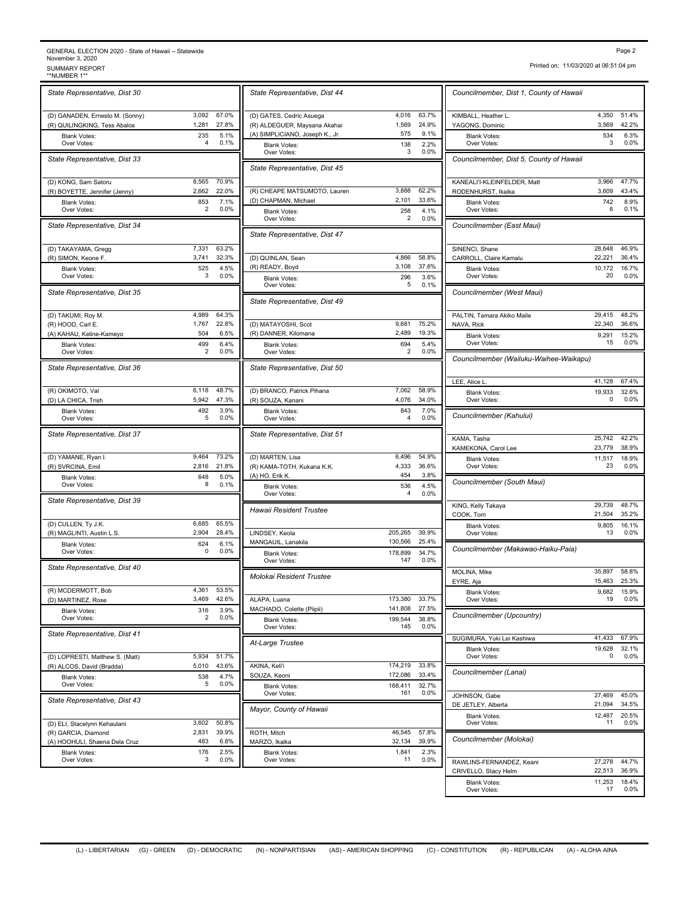GENERAL ELECTION 2020 - State of Hawaii – Statewide
November 3, 2020
SUMMARY REPORT
**NUMBER 1**

Printed on: 11/03/2020 at 06:51:04 pm

### *State Representative, Dist 30*

| Candidate | Votes | % |
|---|---|---|
| (D) GANADEN, Ernesto M. (Sonny) | 3,092 | 67.0% |
| (R) QUILINGKING, Tess Abalos | 1,281 | 27.8% |
| Blank Votes: | 235 | 5.1% |
| Over Votes: | 4 | 0.1% |

### *State Representative, Dist 33*

| Candidate | Votes | % |
|---|---|---|
| (D) KONG, Sam Satoru | 8,565 | 70.9% |
| (R) BOYETTE, Jennifer (Jenny) | 2,662 | 22.0% |
| Blank Votes: | 853 | 7.1% |
| Over Votes: | 2 | 0.0% |

### *State Representative, Dist 34*

| Candidate | Votes | % |
|---|---|---|
| (D) TAKAYAMA, Gregg | 7,331 | 63.2% |
| (R) SIMON, Keone F. | 3,741 | 32.3% |
| Blank Votes: | 525 | 4.5% |
| Over Votes: | 3 | 0.0% |

### *State Representative, Dist 35*

| Candidate | Votes | % |
|---|---|---|
| (D) TAKUMI, Roy M. | 4,989 | 64.3% |
| (R) HOOD, Carl E. | 1,767 | 22.8% |
| (A) KAHAU, Keline-Kameyo | 504 | 6.5% |
| Blank Votes: | 499 | 6.4% |
| Over Votes: | 2 | 0.0% |

### *State Representative, Dist 36*

| Candidate | Votes | % |
|---|---|---|
| (R) OKIMOTO, Val | 6,118 | 48.7% |
| (D) LA CHICA, Trish | 5,942 | 47.3% |
| Blank Votes: | 492 | 3.9% |
| Over Votes: | 5 | 0.0% |

### *State Representative, Dist 37*

| Candidate | Votes | % |
|---|---|---|
| (D) YAMANE, Ryan I. | 9,464 | 73.2% |
| (R) SVRCINA, Emil | 2,816 | 21.8% |
| Blank Votes: | 648 | 5.0% |
| Over Votes: | 8 | 0.1% |

### *State Representative, Dist 39*

| Candidate | Votes | % |
|---|---|---|
| (D) CULLEN, Ty J.K. | 6,685 | 65.5% |
| (R) MAGLINTI, Austin L.S. | 2,904 | 28.4% |
| Blank Votes: | 624 | 6.1% |
| Over Votes: | 0 | 0.0% |

### *State Representative, Dist 40*

| Candidate | Votes | % |
|---|---|---|
| (R) MCDERMOTT, Bob | 4,361 | 53.5% |
| (D) MARTINEZ, Rose | 3,469 | 42.6% |
| Blank Votes: | 316 | 3.9% |
| Over Votes: | 2 | 0.0% |

### *State Representative, Dist 41*

| Candidate | Votes | % |
|---|---|---|
| (D) LOPRESTI, Matthew S. (Matt) | 5,934 | 51.7% |
| (R) ALCOS, David (Bradda) | 5,010 | 43.6% |
| Blank Votes: | 538 | 4.7% |
| Over Votes: | 5 | 0.0% |

### *State Representative, Dist 43*

| Candidate | Votes | % |
|---|---|---|
| (D) ELI, Stacelynn Kehaulani | 3,602 | 50.8% |
| (R) GARCIA, Diamond | 2,831 | 39.9% |
| (A) HOOHULI, Shaena Dela Cruz | 483 | 6.8% |
| Blank Votes: | 176 | 2.5% |
| Over Votes: | 3 | 0.0% |

### *State Representative, Dist 44*

| Candidate | Votes | % |
|---|---|---|
| (D) GATES, Cedric Asuega | 4,016 | 63.7% |
| (R) ALDEGUER, Maysana Akahai | 1,569 | 24.9% |
| (A) SIMPLICIANO, Joseph K., Jr. | 575 | 9.1% |
| Blank Votes: | 138 | 2.2% |
| Over Votes: | 3 | 0.0% |

### *State Representative, Dist 45*

| Candidate | Votes | % |
|---|---|---|
| (R) CHEAPE MATSUMOTO, Lauren | 3,888 | 62.2% |
| (D) CHAPMAN, Michael | 2,101 | 33.6% |
| Blank Votes: | 258 | 4.1% |
| Over Votes: | 2 | 0.0% |

### *State Representative, Dist 47*

| Candidate | Votes | % |
|---|---|---|
| (D) QUINLAN, Sean | 4,866 | 58.8% |
| (R) READY, Boyd | 3,108 | 37.6% |
| Blank Votes: | 296 | 3.6% |
| Over Votes: | 5 | 0.1% |

### *State Representative, Dist 49*

| Candidate | Votes | % |
|---|---|---|
| (D) MATAYOSHI, Scot | 9,681 | 75.2% |
| (R) DANNER, Kilomana | 2,489 | 19.3% |
| Blank Votes: | 694 | 5.4% |
| Over Votes: | 2 | 0.0% |

### *State Representative, Dist 50*

| Candidate | Votes | % |
|---|---|---|
| (D) BRANCO, Patrick Pihana | 7,062 | 58.9% |
| (R) SOUZA, Kanani | 4,076 | 34.0% |
| Blank Votes: | 843 | 7.0% |
| Over Votes: | 4 | 0.0% |

### *State Representative, Dist 51*

| Candidate | Votes | % |
|---|---|---|
| (D) MARTEN, Lisa | 6,496 | 54.9% |
| (R) KAMA-TOTH, Kukana K.K. | 4,333 | 36.6% |
| (A) HO, Erik K. | 454 | 3.8% |
| Blank Votes: | 536 | 4.5% |
| Over Votes: | 4 | 0.0% |

### *Hawaii Resident Trustee*

| Candidate | Votes | % |
|---|---|---|
| LINDSEY, Keola | 205,265 | 39.9% |
| MANGAUIL, Lanakila | 130,566 | 25.4% |
| Blank Votes: | 178,899 | 34.7% |
| Over Votes: | 147 | 0.0% |

### *Molokai Resident Trustee*

| Candidate | Votes | % |
|---|---|---|
| ALAPA, Luana | 173,380 | 33.7% |
| MACHADO, Colette (Piipii) | 141,808 | 27.5% |
| Blank Votes: | 199,544 | 38.8% |
| Over Votes: | 145 | 0.0% |

### *At-Large Trustee*

| Candidate | Votes | % |
|---|---|---|
| AKINA, Keli'i | 174,219 | 33.8% |
| SOUZA, Keoni | 172,086 | 33.4% |
| Blank Votes: | 168,411 | 32.7% |
| Over Votes: | 161 | 0.0% |

### *Mayor, County of Hawaii*

| Candidate | Votes | % |
|---|---|---|
| ROTH, Mitch | 46,545 | 57.8% |
| MARZO, Ikaika | 32,134 | 39.9% |
| Blank Votes: | 1,841 | 2.3% |
| Over Votes: | 11 | 0.0% |

### *Councilmember, Dist 1, County of Hawaii*

| Candidate | Votes | % |
|---|---|---|
| KIMBALL, Heather L. | 4,350 | 51.4% |
| YAGONG, Dominic | 3,569 | 42.2% |
| Blank Votes: | 534 | 6.3% |
| Over Votes: | 3 | 0.0% |

### *Councilmember, Dist 5, County of Hawaii*

| Candidate | Votes | % |
|---|---|---|
| KANEALI'I-KLEINFELDER, Matt | 3,966 | 47.7% |
| RODENHURST, Ikaika | 3,609 | 43.4% |
| Blank Votes: | 742 | 8.9% |
| Over Votes: | 6 | 0.1% |

### *Councilmember (East Maui)*

| Candidate | Votes | % |
|---|---|---|
| SINENCI, Shane | 28,648 | 46.9% |
| CARROLL, Claire Kamalu | 22,221 | 36.4% |
| Blank Votes: | 10,172 | 16.7% |
| Over Votes: | 20 | 0.0% |

### *Councilmember (West Maui)*

| Candidate | Votes | % |
|---|---|---|
| PALTIN, Tamara Akiko Maile | 29,415 | 48.2% |
| NAVA, Rick | 22,340 | 36.6% |
| Blank Votes: | 9,291 | 15.2% |
| Over Votes: | 15 | 0.0% |

### *Councilmember (Wailuku-Waihee-Waikapu)*

| Candidate | Votes | % |
|---|---|---|
| LEE, Alice L. | 41,128 | 67.4% |
| Blank Votes: | 19,933 | 32.6% |
| Over Votes: | 0 | 0.0% |

### *Councilmember (Kahului)*

| Candidate | Votes | % |
|---|---|---|
| KAMA, Tasha | 25,742 | 42.2% |
| KAMEKONA, Carol Lee | 23,779 | 38.9% |
| Blank Votes: | 11,517 | 18.9% |
| Over Votes: | 23 | 0.0% |

### *Councilmember (South Maui)*

| Candidate | Votes | % |
|---|---|---|
| KING, Kelly Takaya | 29,739 | 48.7% |
| COOK, Tom | 21,504 | 35.2% |
| Blank Votes: | 9,805 | 16.1% |
| Over Votes: | 13 | 0.0% |

### *Councilmember (Makawao-Haiku-Paia)*

| Candidate | Votes | % |
|---|---|---|
| MOLINA, Mike | 35,897 | 58.8% |
| EYRE, Aja | 15,463 | 25.3% |
| Blank Votes: | 9,682 | 15.9% |
| Over Votes: | 19 | 0.0% |

### *Councilmember (Upcountry)*

| Candidate | Votes | % |
|---|---|---|
| SUGIMURA, Yuki Lei Kashiwa | 41,433 | 67.9% |
| Blank Votes: | 19,628 | 32.1% |
| Over Votes: | 0 | 0.0% |

### *Councilmember (Lanai)*

| Candidate | Votes | % |
|---|---|---|
| JOHNSON, Gabe | 27,469 | 45.0% |
| DE JETLEY, Alberta | 21,094 | 34.5% |
| Blank Votes: | 12,487 | 20.5% |
| Over Votes: | 11 | 0.0% |

### *Councilmember (Molokai)*

| Candidate | Votes | % |
|---|---|---|
| RAWLINS-FERNANDEZ, Keani | 27,278 | 44.7% |
| CRIVELLO, Stacy Helm | 22,513 | 36.9% |
| Blank Votes: | 11,253 | 18.4% |
| Over Votes: | 17 | 0.0% |

(L) - LIBERTARIAN (G) - GREEN (D) - DEMOCRATIC (N) - NONPARTISIAN (AS) - AMERICAN SHOPPING (C) - CONSTITUTION (R) - REPUBLICAN (A) - ALOHA AINA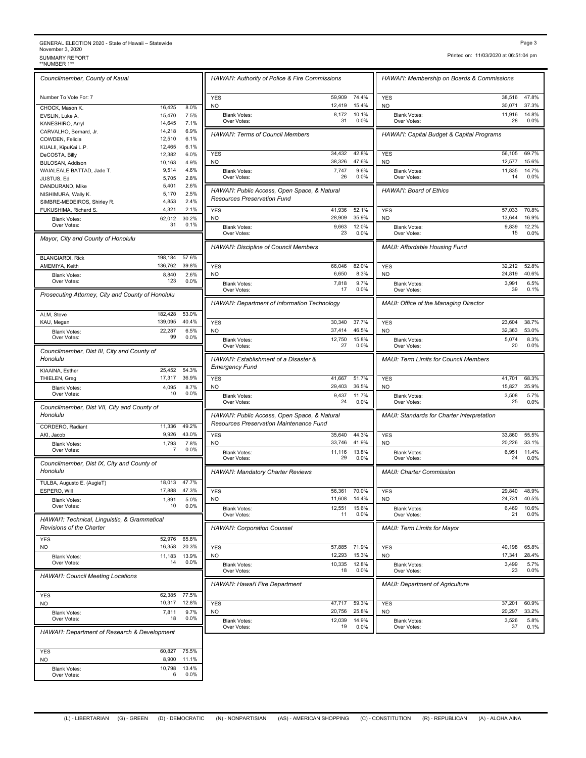GENERAL ELECTION 2020 - State of Hawaii – Statewide
November 3, 2020
SUMMARY REPORT
**NUMBER 1**

Printed on: 11/03/2020 at 06:51:04 pm

### Councilmember, County of Kauai

Number To Vote For: 7

| Candidate | Votes | % |
|---|---|---|
| CHOCK, Mason K. | 16,425 | 8.0% |
| EVSLIN, Luke A. | 15,470 | 7.5% |
| KANESHIRO, Arryl | 14,645 | 7.1% |
| CARVALHO, Bernard, Jr. | 14,218 | 6.9% |
| COWDEN, Felicia | 12,510 | 6.1% |
| KUALII, KipuKai L.P. | 12,465 | 6.1% |
| DeCOSTA, Billy | 12,382 | 6.0% |
| BULOSAN, Addison | 10,163 | 4.9% |
| WAIALEALE BATTAD, Jade T. | 9,514 | 4.6% |
| JUSTUS, Ed | 5,705 | 2.8% |
| DANDURAND, Mike | 5,401 | 2.6% |
| NISHIMURA, Wally K. | 5,170 | 2.5% |
| SIMBRE-MEDEIROS, Shirley R. | 4,853 | 2.4% |
| FUKUSHIMA, Richard S. | 4,321 | 2.1% |
| Blank Votes: | 62,012 | 30.2% |
| Over Votes: | 31 | 0.1% |

### Mayor, City and County of Honolulu

| Candidate | Votes | % |
|---|---|---|
| BLANGIARDI, Rick | 198,184 | 57.6% |
| AMEMIYA, Keith | 136,762 | 39.8% |
| Blank Votes: | 8,840 | 2.6% |
| Over Votes: | 123 | 0.0% |

### Prosecuting Attorney, City and County of Honolulu

| Candidate | Votes | % |
|---|---|---|
| ALM, Steve | 182,428 | 53.0% |
| KAU, Megan | 139,095 | 40.4% |
| Blank Votes: | 22,287 | 6.5% |
| Over Votes: | 99 | 0.0% |

### Councilmember, Dist III, City and County of Honolulu

| Candidate | Votes | % |
|---|---|---|
| KIAAINA, Esther | 25,452 | 54.3% |
| THIELEN, Greg | 17,317 | 36.9% |
| Blank Votes: | 4,095 | 8.7% |
| Over Votes: | 10 | 0.0% |

### Councilmember, Dist VII, City and County of Honolulu

| Candidate | Votes | % |
|---|---|---|
| CORDERO, Radiant | 11,336 | 49.2% |
| AKI, Jacob | 9,926 | 43.0% |
| Blank Votes: | 1,793 | 7.8% |
| Over Votes: | 7 | 0.0% |

### Councilmember, Dist IX, City and County of Honolulu

| Candidate | Votes | % |
|---|---|---|
| TULBA, Augusto E. (AugieT) | 18,013 | 47.7% |
| ESPERO, Will | 17,888 | 47.3% |
| Blank Votes: | 1,891 | 5.0% |
| Over Votes: | 10 | 0.0% |

### HAWAI'I: Technical, Linguistic, & Grammatical Revisions of the Charter

| Choice | Votes | % |
|---|---|---|
| YES | 52,976 | 65.8% |
| NO | 16,358 | 20.3% |
| Blank Votes: | 11,183 | 13.9% |
| Over Votes: | 14 | 0.0% |

### HAWAI'I: Council Meeting Locations

| Choice | Votes | % |
|---|---|---|
| YES | 62,385 | 77.5% |
| NO | 10,317 | 12.8% |
| Blank Votes: | 7,811 | 9.7% |
| Over Votes: | 18 | 0.0% |

### HAWAI'I: Department of Research & Development

| Choice | Votes | % |
|---|---|---|
| YES | 60,827 | 75.5% |
| NO | 8,900 | 11.1% |
| Blank Votes: | 10,798 | 13.4% |
| Over Votes: | 6 | 0.0% |

### HAWAI'I: Authority of Police & Fire Commissions

| Choice | Votes | % |
|---|---|---|
| YES | 59,909 | 74.4% |
| NO | 12,419 | 15.4% |
| Blank Votes: | 8,172 | 10.1% |
| Over Votes: | 31 | 0.0% |

### HAWAI'I: Terms of Council Members

| Choice | Votes | % |
|---|---|---|
| YES | 34,432 | 42.8% |
| NO | 38,326 | 47.6% |
| Blank Votes: | 7,747 | 9.6% |
| Over Votes: | 26 | 0.0% |

### HAWAI'I: Public Access, Open Space, & Natural Resources Preservation Fund

| Choice | Votes | % |
|---|---|---|
| YES | 41,936 | 52.1% |
| NO | 28,909 | 35.9% |
| Blank Votes: | 9,663 | 12.0% |
| Over Votes: | 23 | 0.0% |

### HAWAI'I: Discipline of Council Members

| Choice | Votes | % |
|---|---|---|
| YES | 66,046 | 82.0% |
| NO | 6,650 | 8.3% |
| Blank Votes: | 7,818 | 9.7% |
| Over Votes: | 17 | 0.0% |

### HAWAI'I: Department of Information Technology

| Choice | Votes | % |
|---|---|---|
| YES | 30,340 | 37.7% |
| NO | 37,414 | 46.5% |
| Blank Votes: | 12,750 | 15.8% |
| Over Votes: | 27 | 0.0% |

### HAWAI'I: Establishment of a Disaster & Emergency Fund

| Choice | Votes | % |
|---|---|---|
| YES | 41,667 | 51.7% |
| NO | 29,403 | 36.5% |
| Blank Votes: | 9,437 | 11.7% |
| Over Votes: | 24 | 0.0% |

### HAWAI'I: Public Access, Open Space, & Natural Resources Preservation Maintenance Fund

| Choice | Votes | % |
|---|---|---|
| YES | 35,640 | 44.3% |
| NO | 33,746 | 41.9% |
| Blank Votes: | 11,116 | 13.8% |
| Over Votes: | 29 | 0.0% |

### HAWAI'I: Mandatory Charter Reviews

| Choice | Votes | % |
|---|---|---|
| YES | 56,361 | 70.0% |
| NO | 11,608 | 14.4% |
| Blank Votes: | 12,551 | 15.6% |
| Over Votes: | 11 | 0.0% |

### HAWAI'I: Corporation Counsel

| Choice | Votes | % |
|---|---|---|
| YES | 57,885 | 71.9% |
| NO | 12,293 | 15.3% |
| Blank Votes: | 10,335 | 12.8% |
| Over Votes: | 18 | 0.0% |

### HAWAI'I: Hawai'i Fire Department

| Choice | Votes | % |
|---|---|---|
| YES | 47,717 | 59.3% |
| NO | 20,756 | 25.8% |
| Blank Votes: | 12,039 | 14.9% |
| Over Votes: | 19 | 0.0% |

### HAWAI'I: Membership on Boards & Commissions

| Choice | Votes | % |
|---|---|---|
| YES | 38,516 | 47.8% |
| NO | 30,071 | 37.3% |
| Blank Votes: | 11,916 | 14.8% |
| Over Votes: | 28 | 0.0% |

### HAWAI'I: Capital Budget & Capital Programs

| Choice | Votes | % |
|---|---|---|
| YES | 56,105 | 69.7% |
| NO | 12,577 | 15.6% |
| Blank Votes: | 11,835 | 14.7% |
| Over Votes: | 14 | 0.0% |

### HAWAI'I: Board of Ethics

| Choice | Votes | % |
|---|---|---|
| YES | 57,033 | 70.8% |
| NO | 13,644 | 16.9% |
| Blank Votes: | 9,839 | 12.2% |
| Over Votes: | 15 | 0.0% |

### MAUI: Affordable Housing Fund

| Choice | Votes | % |
|---|---|---|
| YES | 32,212 | 52.8% |
| NO | 24,819 | 40.6% |
| Blank Votes: | 3,991 | 6.5% |
| Over Votes: | 39 | 0.1% |

### MAUI: Office of the Managing Director

| Choice | Votes | % |
|---|---|---|
| YES | 23,604 | 38.7% |
| NO | 32,363 | 53.0% |
| Blank Votes: | 5,074 | 8.3% |
| Over Votes: | 20 | 0.0% |

### MAUI: Term Limits for Council Members

| Choice | Votes | % |
|---|---|---|
| YES | 41,701 | 68.3% |
| NO | 15,827 | 25.9% |
| Blank Votes: | 3,508 | 5.7% |
| Over Votes: | 25 | 0.0% |

### MAUI: Standards for Charter Interpretation

| Choice | Votes | % |
|---|---|---|
| YES | 33,860 | 55.5% |
| NO | 20,226 | 33.1% |
| Blank Votes: | 6,951 | 11.4% |
| Over Votes: | 24 | 0.0% |

### MAUI: Charter Commission

| Choice | Votes | % |
|---|---|---|
| YES | 29,840 | 48.9% |
| NO | 24,731 | 40.5% |
| Blank Votes: | 6,469 | 10.6% |
| Over Votes: | 21 | 0.0% |

### MAUI: Term Limits for Mayor

| Choice | Votes | % |
|---|---|---|
| YES | 40,198 | 65.8% |
| NO | 17,341 | 28.4% |
| Blank Votes: | 3,499 | 5.7% |
| Over Votes: | 23 | 0.0% |

### MAUI: Department of Agriculture

| Choice | Votes | % |
|---|---|---|
| YES | 37,201 | 60.9% |
| NO | 20,297 | 33.2% |
| Blank Votes: | 3,526 | 5.8% |
| Over Votes: | 37 | 0.1% |

(L) - LIBERTARIAN (G) - GREEN (D) - DEMOCRATIC (N) - NONPARTISIAN (AS) - AMERICAN SHOPPING (C) - CONSTITUTION (R) - REPUBLICAN (A) - ALOHA AINA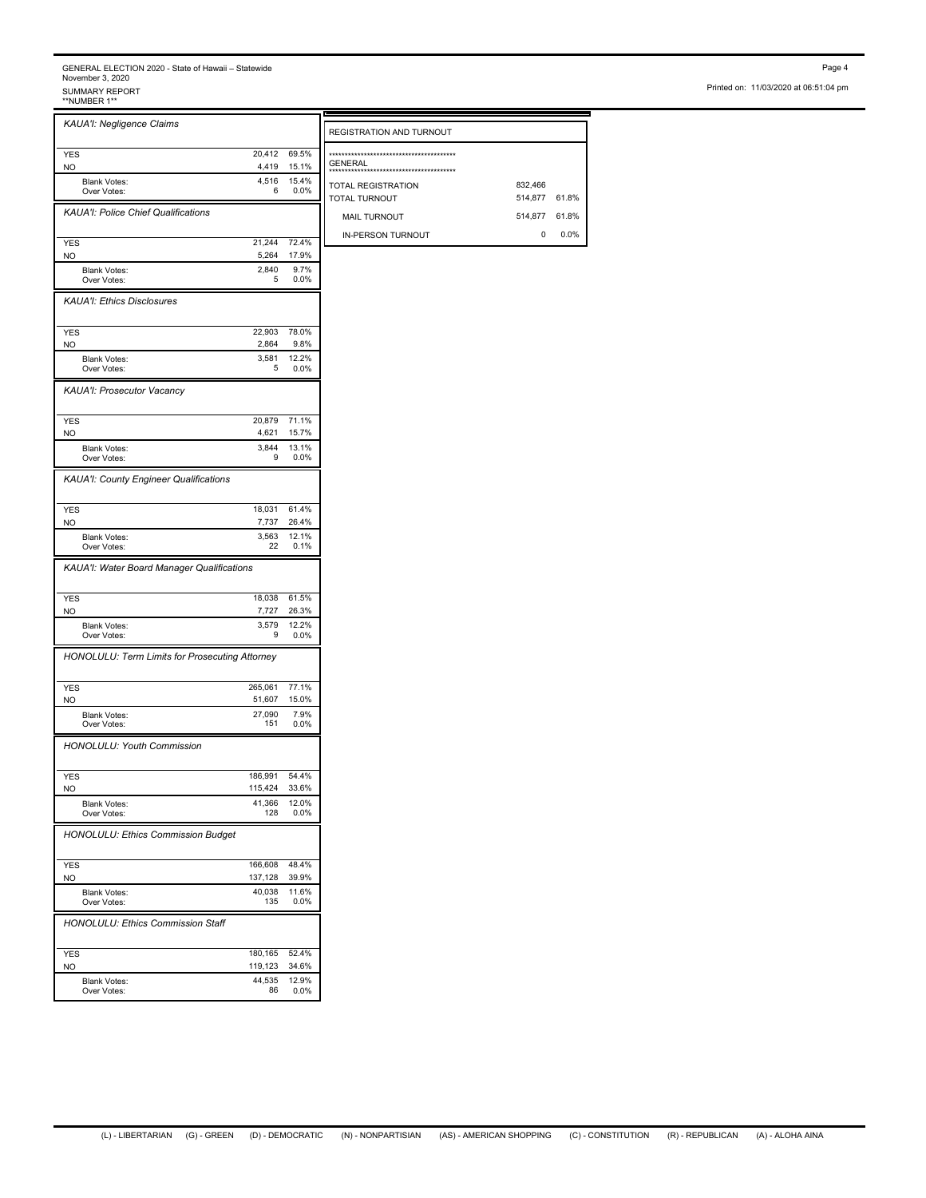### *KAUA'I: Negligence Claims*

| | | |
|---|---|---|
| YES | 20,412 | 69.5% |
| NO | 4,419 | 15.1% |
| Blank Votes: | 4,516 | 15.4% |
| Over Votes: | 6 | 0.0% |

### *KAUA'I: Police Chief Qualifications*

| | | |
|---|---|---|
| YES | 21,244 | 72.4% |
| NO | 5,264 | 17.9% |
| Blank Votes: | 2,840 | 9.7% |
| Over Votes: | 5 | 0.0% |

### *KAUA'I: Ethics Disclosures*

| | | |
|---|---|---|
| YES | 22,903 | 78.0% |
| NO | 2,864 | 9.8% |
| Blank Votes: | 3,581 | 12.2% |
| Over Votes: | 5 | 0.0% |

### *KAUA'I: Prosecutor Vacancy*

| | | |
|---|---|---|
| YES | 20,879 | 71.1% |
| NO | 4,621 | 15.7% |
| Blank Votes: | 3,844 | 13.1% |
| Over Votes: | 9 | 0.0% |

### *KAUA'I: County Engineer Qualifications*

| | | |
|---|---|---|
| YES | 18,031 | 61.4% |
| NO | 7,737 | 26.4% |
| Blank Votes: | 3,563 | 12.1% |
| Over Votes: | 22 | 0.1% |

### *KAUA'I: Water Board Manager Qualifications*

| | | |
|---|---|---|
| YES | 18,038 | 61.5% |
| NO | 7,727 | 26.3% |
| Blank Votes: | 3,579 | 12.2% |
| Over Votes: | 9 | 0.0% |

### *HONOLULU: Term Limits for Prosecuting Attorney*

| | | |
|---|---|---|
| YES | 265,061 | 77.1% |
| NO | 51,607 | 15.0% |
| Blank Votes: | 27,090 | 7.9% |
| Over Votes: | 151 | 0.0% |

### *HONOLULU: Youth Commission*

| | | |
|---|---|---|
| YES | 186,991 | 54.4% |
| NO | 115,424 | 33.6% |
| Blank Votes: | 41,366 | 12.0% |
| Over Votes: | 128 | 0.0% |

### *HONOLULU: Ethics Commission Budget*

| | | |
|---|---|---|
| YES | 166,608 | 48.4% |
| NO | 137,128 | 39.9% |
| Blank Votes: | 40,038 | 11.6% |
| Over Votes: | 135 | 0.0% |

### *HONOLULU: Ethics Commission Staff*

| | | |
|---|---|---|
| YES | 180,165 | 52.4% |
| NO | 119,123 | 34.6% |
| Blank Votes: | 44,535 | 12.9% |
| Over Votes: | 86 | 0.0% |

### REGISTRATION AND TURNOUT

**GENERAL**

| | | |
|---|---|---|
| TOTAL REGISTRATION | 832,466 | |
| TOTAL TURNOUT | 514,877 | 61.8% |
| MAIL TURNOUT | 514,877 | 61.8% |
| IN-PERSON TURNOUT | 0 | 0.0% |

(L) - LIBERTARIAN (G) - GREEN (D) - DEMOCRATIC (N) - NONPARTISIAN (AS) - AMERICAN SHOPPING (C) - CONSTITUTION (R) - REPUBLICAN (A) - ALOHA AINA